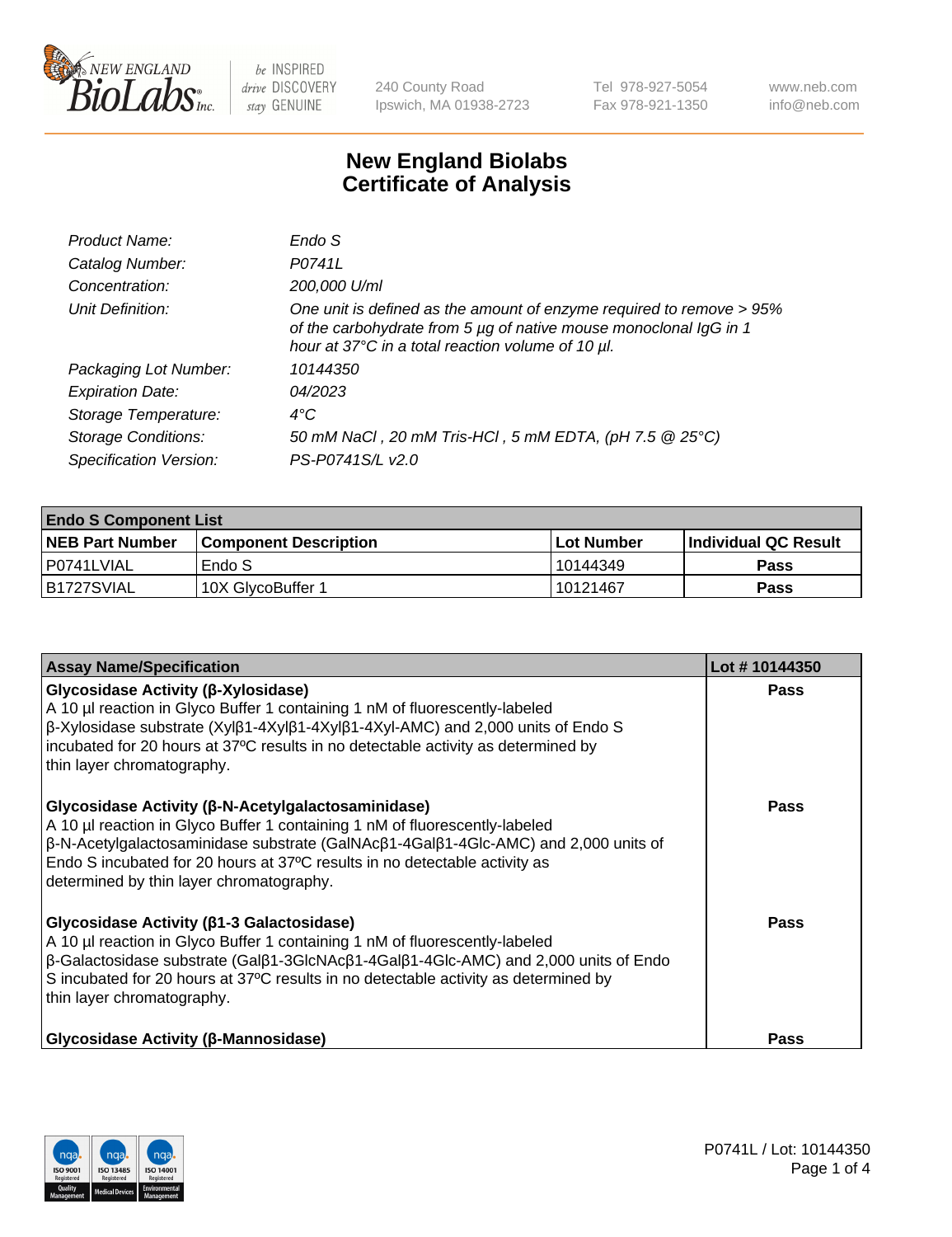# New England Biolabs
# Certificate of Analysis

| | |
|---|---|
| *Product Name:* | *Endo S* |
| *Catalog Number:* | *P0741L* |
| *Concentration:* | *200,000 U/ml* |
| *Unit Definition:* | *One unit is defined as the amount of enzyme required to remove > 95% of the carbohydrate from 5 µg of native mouse monoclonal IgG in 1 hour at 37°C in a total reaction volume of 10 µl.* |
| *Packaging Lot Number:* | *10144350* |
| *Expiration Date:* | *04/2023* |
| *Storage Temperature:* | *4°C* |
| *Storage Conditions:* | *50 mM NaCl , 20 mM Tris-HCl , 5 mM EDTA, (pH 7.5 @ 25°C)* |
| *Specification Version:* | *PS-P0741S/L v2.0* |

| **Endo S Component List** | | | |
|---|---|---|---|
| **NEB Part Number** | **Component Description** | **Lot Number** | **Individual QC Result** |
| P0741LVIAL | Endo S | 10144349 | **Pass** |
| B1727SVIAL | 10X GlycoBuffer 1 | 10121467 | **Pass** |

| **Assay Name/Specification** | **Lot # 10144350** |
|---|---|
| **Glycosidase Activity (β-Xylosidase)**<br>A 10 µl reaction in Glyco Buffer 1 containing 1 nM of fluorescently-labeled β-Xylosidase substrate (Xylβ1-4Xylβ1-4Xylβ1-4Xyl-AMC) and 2,000 units of Endo S incubated for 20 hours at 37ºC results in no detectable activity as determined by thin layer chromatography. | **Pass** |
| **Glycosidase Activity (β-N-Acetylgalactosaminidase)**<br>A 10 µl reaction in Glyco Buffer 1 containing 1 nM of fluorescently-labeled β-N-Acetylgalactosaminidase substrate (GalNAcβ1-4Galβ1-4Glc-AMC) and 2,000 units of Endo S incubated for 20 hours at 37ºC results in no detectable activity as determined by thin layer chromatography. | **Pass** |
| **Glycosidase Activity (β1-3 Galactosidase)**<br>A 10 µl reaction in Glyco Buffer 1 containing 1 nM of fluorescently-labeled β-Galactosidase substrate (Galβ1-3GlcNAcβ1-4Galβ1-4Glc-AMC) and 2,000 units of Endo S incubated for 20 hours at 37ºC results in no detectable activity as determined by thin layer chromatography. | **Pass** |
| **Glycosidase Activity (β-Mannosidase)** | **Pass** |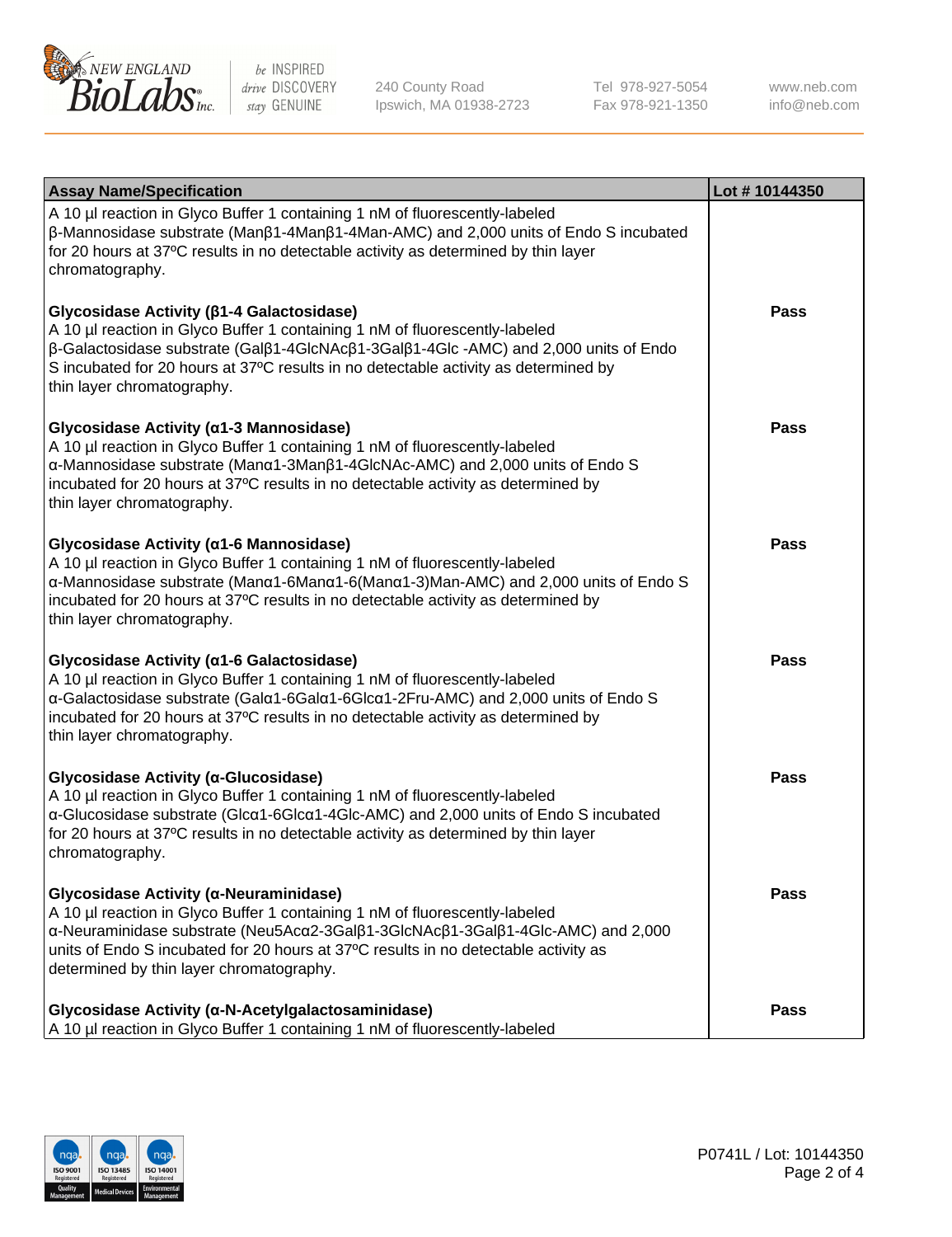| Assay Name/Specification | Lot # 10144350 |
| --- | --- |
| A 10 µl reaction in Glyco Buffer 1 containing 1 nM of fluorescently-labeled β-Mannosidase substrate (Manβ1-4Manβ1-4Man-AMC) and 2,000 units of Endo S incubated for 20 hours at 37ºC results in no detectable activity as determined by thin layer chromatography. | |
| **Glycosidase Activity (β1-4 Galactosidase)** A 10 µl reaction in Glyco Buffer 1 containing 1 nM of fluorescently-labeled β-Galactosidase substrate (Galβ1-4GlcNAcβ1-3Galβ1-4Glc -AMC) and 2,000 units of Endo S incubated for 20 hours at 37ºC results in no detectable activity as determined by thin layer chromatography. | **Pass** |
| **Glycosidase Activity (α1-3 Mannosidase)** A 10 µl reaction in Glyco Buffer 1 containing 1 nM of fluorescently-labeled α-Mannosidase substrate (Manα1-3Manβ1-4GlcNAc-AMC) and 2,000 units of Endo S incubated for 20 hours at 37ºC results in no detectable activity as determined by thin layer chromatography. | **Pass** |
| **Glycosidase Activity (α1-6 Mannosidase)** A 10 µl reaction in Glyco Buffer 1 containing 1 nM of fluorescently-labeled α-Mannosidase substrate (Manα1-6Manα1-6(Manα1-3)Man-AMC) and 2,000 units of Endo S incubated for 20 hours at 37ºC results in no detectable activity as determined by thin layer chromatography. | **Pass** |
| **Glycosidase Activity (α1-6 Galactosidase)** A 10 µl reaction in Glyco Buffer 1 containing 1 nM of fluorescently-labeled α-Galactosidase substrate (Galα1-6Galα1-6Glcα1-2Fru-AMC) and 2,000 units of Endo S incubated for 20 hours at 37ºC results in no detectable activity as determined by thin layer chromatography. | **Pass** |
| **Glycosidase Activity (α-Glucosidase)** A 10 µl reaction in Glyco Buffer 1 containing 1 nM of fluorescently-labeled α-Glucosidase substrate (Glcα1-6Glcα1-4Glc-AMC) and 2,000 units of Endo S incubated for 20 hours at 37ºC results in no detectable activity as determined by thin layer chromatography. | **Pass** |
| **Glycosidase Activity (α-Neuraminidase)** A 10 µl reaction in Glyco Buffer 1 containing 1 nM of fluorescently-labeled α-Neuraminidase substrate (Neu5Acα2-3Galβ1-3GlcNAcβ1-3Galβ1-4Glc-AMC) and 2,000 units of Endo S incubated for 20 hours at 37ºC results in no detectable activity as determined by thin layer chromatography. | **Pass** |
| **Glycosidase Activity (α-N-Acetylgalactosaminidase)** A 10 µl reaction in Glyco Buffer 1 containing 1 nM of fluorescently-labeled | **Pass** |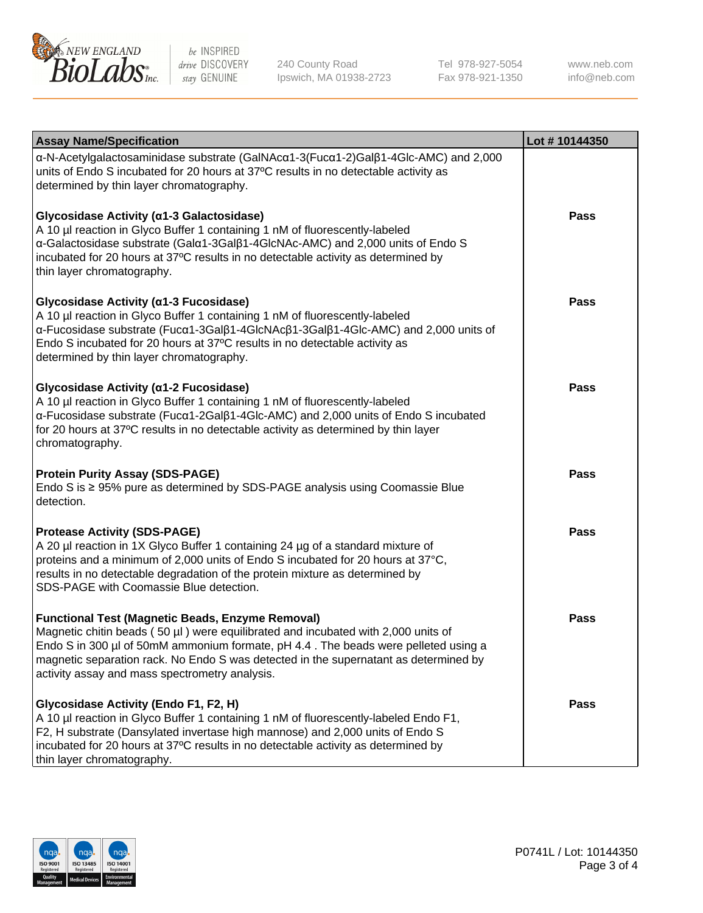| Assay Name/Specification | Lot # 10144350 |
| --- | --- |
| α-N-Acetylgalactosaminidase substrate (GalNAcα1-3(Fucα1-2)Galβ1-4Glc-AMC) and 2,000 units of Endo S incubated for 20 hours at 37ºC results in no detectable activity as determined by thin layer chromatography. | |
| **Glycosidase Activity (α1-3 Galactosidase)**<br>A 10 µl reaction in Glyco Buffer 1 containing 1 nM of fluorescently-labeled α-Galactosidase substrate (Galα1-3Galβ1-4GlcNAc-AMC) and 2,000 units of Endo S incubated for 20 hours at 37ºC results in no detectable activity as determined by thin layer chromatography. | Pass |
| **Glycosidase Activity (α1-3 Fucosidase)**<br>A 10 µl reaction in Glyco Buffer 1 containing 1 nM of fluorescently-labeled α-Fucosidase substrate (Fucα1-3Galβ1-4GlcNAcβ1-3Galβ1-4Glc-AMC) and 2,000 units of Endo S incubated for 20 hours at 37ºC results in no detectable activity as determined by thin layer chromatography. | Pass |
| **Glycosidase Activity (α1-2 Fucosidase)**<br>A 10 µl reaction in Glyco Buffer 1 containing 1 nM of fluorescently-labeled α-Fucosidase substrate (Fucα1-2Galβ1-4Glc-AMC) and 2,000 units of Endo S incubated for 20 hours at 37ºC results in no detectable activity as determined by thin layer chromatography. | Pass |
| **Protein Purity Assay (SDS-PAGE)**<br>Endo S is ≥ 95% pure as determined by SDS-PAGE analysis using Coomassie Blue detection. | Pass |
| **Protease Activity (SDS-PAGE)**<br>A 20 µl reaction in 1X Glyco Buffer 1 containing 24 µg of a standard mixture of proteins and a minimum of 2,000 units of Endo S incubated for 20 hours at 37°C, results in no detectable degradation of the protein mixture as determined by SDS-PAGE with Coomassie Blue detection. | Pass |
| **Functional Test (Magnetic Beads, Enzyme Removal)**<br>Magnetic chitin beads ( 50 µl ) were equilibrated and incubated with 2,000 units of Endo S in 300 µl of 50mM ammonium formate, pH 4.4 . The beads were pelleted using a magnetic separation rack. No Endo S was detected in the supernatant as determined by activity assay and mass spectrometry analysis. | Pass |
| **Glycosidase Activity (Endo F1, F2, H)**<br>A 10 µl reaction in Glyco Buffer 1 containing 1 nM of fluorescently-labeled Endo F1, F2, H substrate (Dansylated invertase high mannose) and 2,000 units of Endo S incubated for 20 hours at 37ºC results in no detectable activity as determined by thin layer chromatography. | Pass |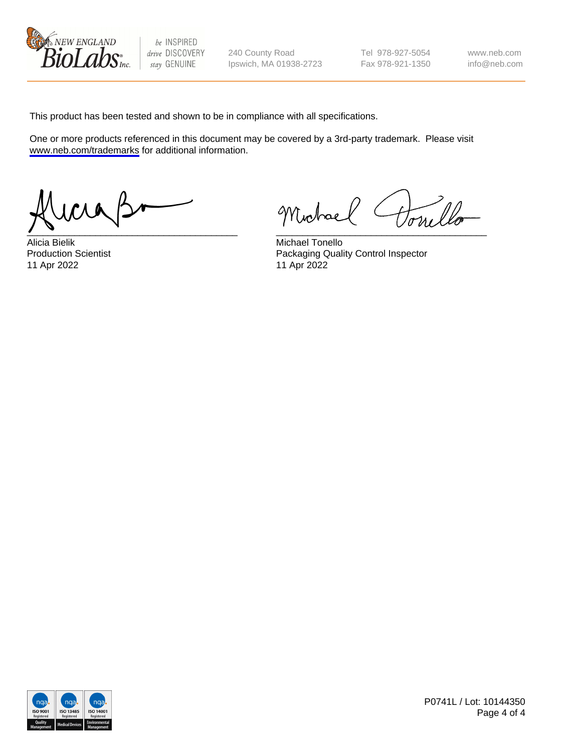This product has been tested and shown to be in compliance with all specifications.

One or more products referenced in this document may be covered by a 3rd-party trademark. Please visit www.neb.com/trademarks for additional information.

| | |
|---|---|
| Alicia Bielik | Michael Tonello |
| Production Scientist | Packaging Quality Control Inspector |
| 11 Apr 2022 | 11 Apr 2022 |

P0741L / Lot: 10144350